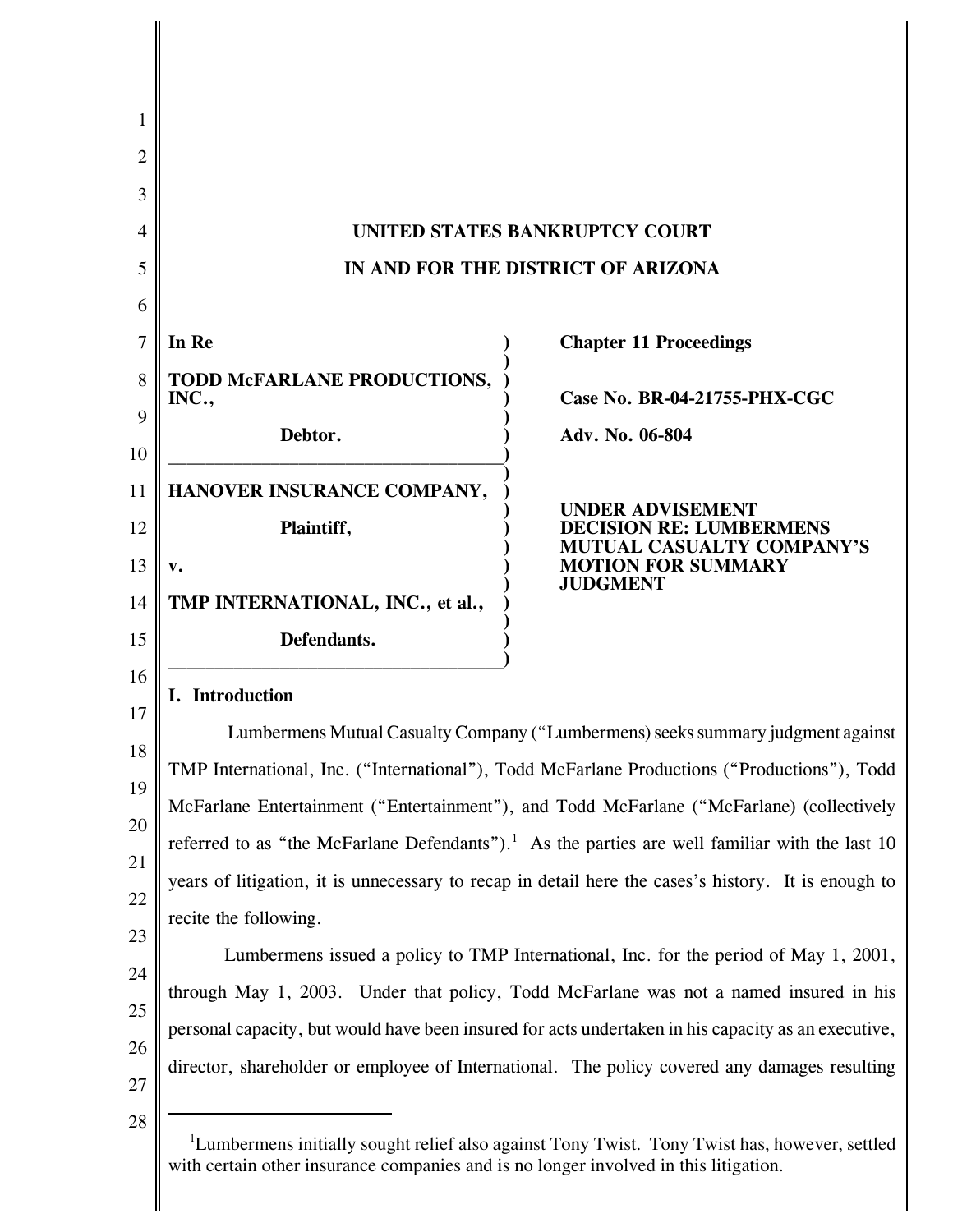**UNITED STATES BANKRUPTCY COURT**

**IN AND FOR THE DISTRICT OF ARIZONA**

| | |
|---|---|
| **In Re** | **Chapter 11 Proceedings** |
| **TODD McFARLANE PRODUCTIONS, INC.,** | **Case No. BR-04-21755-PHX-CGC** |
| **Debtor.** | **Adv. No. 06-804** |
| **HANOVER INSURANCE COMPANY,** | |
| **Plaintiff,** | **UNDER ADVISEMENT DECISION RE: LUMBERMENS MUTUAL CASUALTY COMPANY'S MOTION FOR SUMMARY JUDGMENT** |
| **v.** | |
| **TMP INTERNATIONAL, INC., et al.,** | |
| **Defendants.** | |

## I. Introduction

Lumbermens Mutual Casualty Company ("Lumbermens) seeks summary judgment against TMP International, Inc. ("International"), Todd McFarlane Productions ("Productions"), Todd McFarlane Entertainment ("Entertainment"), and Todd McFarlane ("McFarlane) (collectively referred to as "the McFarlane Defendants").[1] As the parties are well familiar with the last 10 years of litigation, it is unnecessary to recap in detail here the cases's history. It is enough to recite the following.

Lumbermens issued a policy to TMP International, Inc. for the period of May 1, 2001, through May 1, 2003. Under that policy, Todd McFarlane was not a named insured in his personal capacity, but would have been insured for acts undertaken in his capacity as an executive, director, shareholder or employee of International. The policy covered any damages resulting

[1] Lumbermens initially sought relief also against Tony Twist. Tony Twist has, however, settled with certain other insurance companies and is no longer involved in this litigation.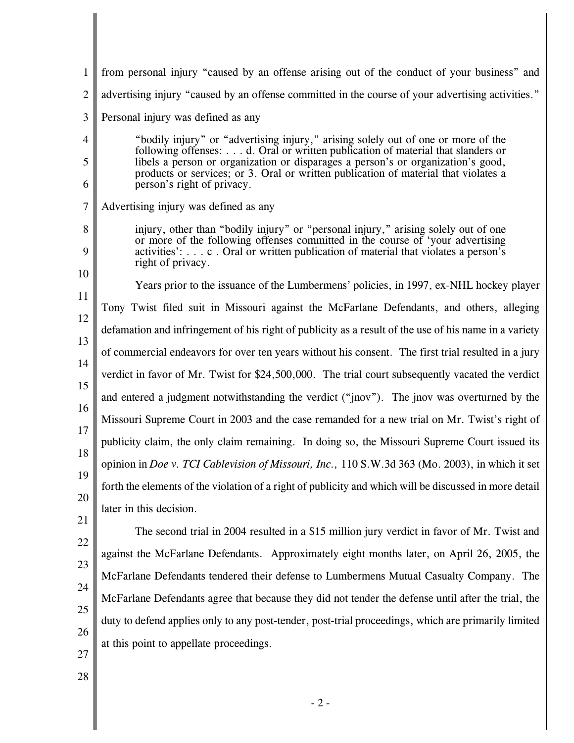from personal injury "caused by an offense arising out of the conduct of your business" and advertising injury "caused by an offense committed in the course of your advertising activities." Personal injury was defined as any

> "bodily injury" or "advertising injury," arising solely out of one or more of the following offenses: . . . d. Oral or written publication of material that slanders or libels a person or organization or disparages a person's or organization's good, products or services; or 3. Oral or written publication of material that violates a person's right of privacy.

Advertising injury was defined as any

> injury, other than "bodily injury" or "personal injury," arising solely out of one or more of the following offenses committed in the course of 'your advertising activities': . . . c . Oral or written publication of material that violates a person's right of privacy.

Years prior to the issuance of the Lumbermens' policies, in 1997, ex-NHL hockey player Tony Twist filed suit in Missouri against the McFarlane Defendants, and others, alleging defamation and infringement of his right of publicity as a result of the use of his name in a variety of commercial endeavors for over ten years without his consent. The first trial resulted in a jury verdict in favor of Mr. Twist for $24,500,000. The trial court subsequently vacated the verdict and entered a judgment notwithstanding the verdict ("jnov"). The jnov was overturned by the Missouri Supreme Court in 2003 and the case remanded for a new trial on Mr. Twist's right of publicity claim, the only claim remaining. In doing so, the Missouri Supreme Court issued its opinion in *Doe v. TCI Cablevision of Missouri, Inc.,* 110 S.W.3d 363 (Mo. 2003), in which it set forth the elements of the violation of a right of publicity and which will be discussed in more detail later in this decision.

The second trial in 2004 resulted in a $15 million jury verdict in favor of Mr. Twist and against the McFarlane Defendants. Approximately eight months later, on April 26, 2005, the McFarlane Defendants tendered their defense to Lumbermens Mutual Casualty Company. The McFarlane Defendants agree that because they did not tender the defense until after the trial, the duty to defend applies only to any post-tender, post-trial proceedings, which are primarily limited at this point to appellate proceedings.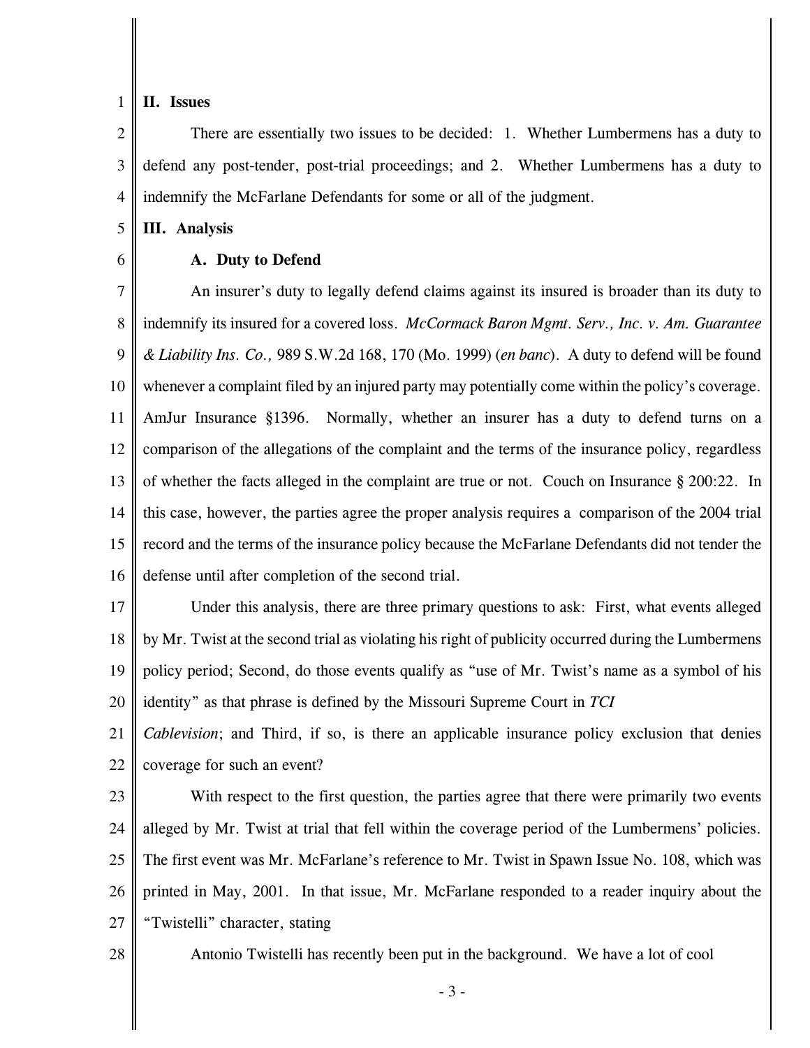## II. Issues

There are essentially two issues to be decided: 1. Whether Lumbermens has a duty to defend any post-tender, post-trial proceedings; and 2. Whether Lumbermens has a duty to indemnify the McFarlane Defendants for some or all of the judgment.

## III. Analysis

### A. Duty to Defend

An insurer's duty to legally defend claims against its insured is broader than its duty to indemnify its insured for a covered loss. *McCormack Baron Mgmt. Serv., Inc. v. Am. Guarantee & Liability Ins. Co.,* 989 S.W.2d 168, 170 (Mo. 1999) (*en banc*). A duty to defend will be found whenever a complaint filed by an injured party may potentially come within the policy's coverage. AmJur Insurance §1396. Normally, whether an insurer has a duty to defend turns on a comparison of the allegations of the complaint and the terms of the insurance policy, regardless of whether the facts alleged in the complaint are true or not. Couch on Insurance § 200:22. In this case, however, the parties agree the proper analysis requires a comparison of the 2004 trial record and the terms of the insurance policy because the McFarlane Defendants did not tender the defense until after completion of the second trial.

Under this analysis, there are three primary questions to ask: First, what events alleged by Mr. Twist at the second trial as violating his right of publicity occurred during the Lumbermens policy period; Second, do those events qualify as "use of Mr. Twist's name as a symbol of his identity" as that phrase is defined by the Missouri Supreme Court in *TCI Cablevision*; and Third, if so, is there an applicable insurance policy exclusion that denies coverage for such an event?

With respect to the first question, the parties agree that there were primarily two events alleged by Mr. Twist at trial that fell within the coverage period of the Lumbermens' policies. The first event was Mr. McFarlane's reference to Mr. Twist in Spawn Issue No. 108, which was printed in May, 2001. In that issue, Mr. McFarlane responded to a reader inquiry about the "Twistelli" character, stating

Antonio Twistelli has recently been put in the background. We have a lot of cool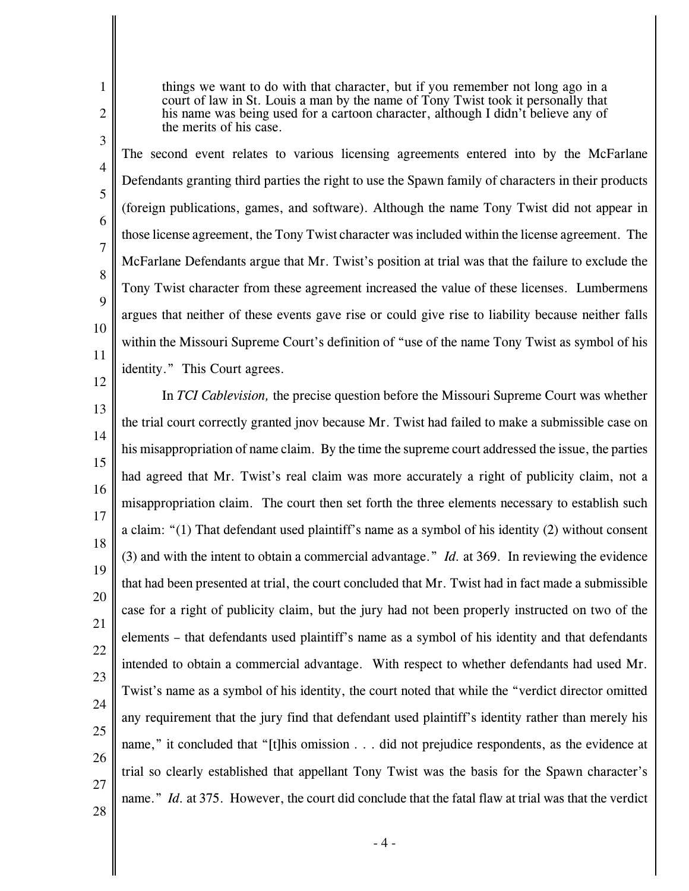> things we want to do with that character, but if you remember not long ago in a court of law in St. Louis a man by the name of Tony Twist took it personally that his name was being used for a cartoon character, although I didn't believe any of the merits of his case.

The second event relates to various licensing agreements entered into by the McFarlane Defendants granting third parties the right to use the Spawn family of characters in their products (foreign publications, games, and software). Although the name Tony Twist did not appear in those license agreement, the Tony Twist character was included within the license agreement. The McFarlane Defendants argue that Mr. Twist's position at trial was that the failure to exclude the Tony Twist character from these agreement increased the value of these licenses. Lumbermens argues that neither of these events gave rise or could give rise to liability because neither falls within the Missouri Supreme Court's definition of "use of the name Tony Twist as symbol of his identity." This Court agrees.

In *TCI Cablevision,* the precise question before the Missouri Supreme Court was whether the trial court correctly granted jnov because Mr. Twist had failed to make a submissible case on his misappropriation of name claim. By the time the supreme court addressed the issue, the parties had agreed that Mr. Twist's real claim was more accurately a right of publicity claim, not a misappropriation claim. The court then set forth the three elements necessary to establish such a claim: "(1) That defendant used plaintiff's name as a symbol of his identity (2) without consent (3) and with the intent to obtain a commercial advantage." *Id.* at 369. In reviewing the evidence that had been presented at trial, the court concluded that Mr. Twist had in fact made a submissible case for a right of publicity claim, but the jury had not been properly instructed on two of the elements – that defendants used plaintiff's name as a symbol of his identity and that defendants intended to obtain a commercial advantage. With respect to whether defendants had used Mr. Twist's name as a symbol of his identity, the court noted that while the "verdict director omitted any requirement that the jury find that defendant used plaintiff's identity rather than merely his name," it concluded that "[t]his omission . . . did not prejudice respondents, as the evidence at trial so clearly established that appellant Tony Twist was the basis for the Spawn character's name." *Id.* at 375. However, the court did conclude that the fatal flaw at trial was that the verdict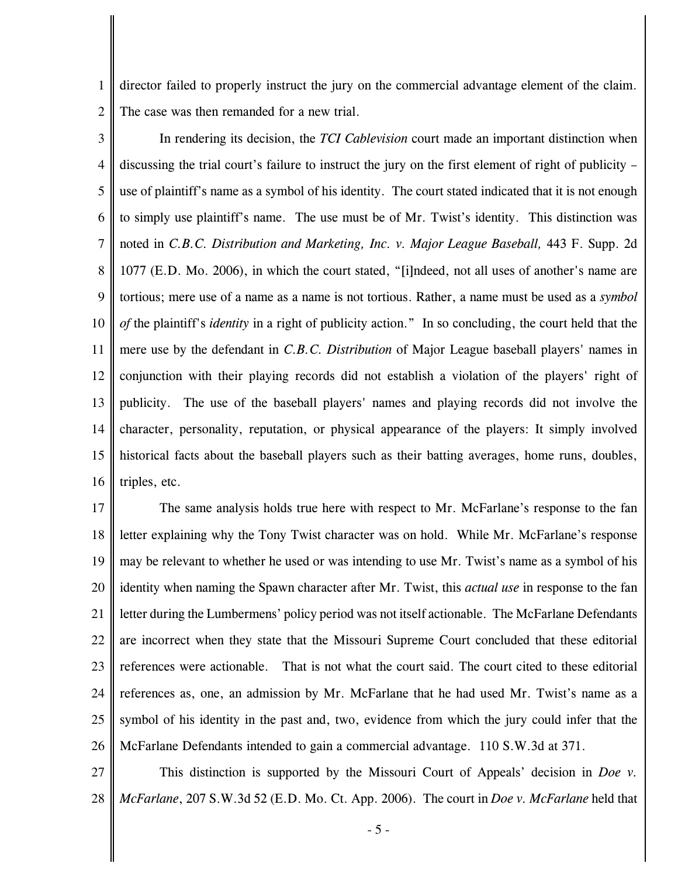director failed to properly instruct the jury on the commercial advantage element of the claim. The case was then remanded for a new trial.

In rendering its decision, the *TCI Cablevision* court made an important distinction when discussing the trial court's failure to instruct the jury on the first element of right of publicity – use of plaintiff's name as a symbol of his identity. The court stated indicated that it is not enough to simply use plaintiff's name. The use must be of Mr. Twist's identity. This distinction was noted in *C.B.C. Distribution and Marketing, Inc. v. Major League Baseball,* 443 F. Supp. 2d 1077 (E.D. Mo. 2006), in which the court stated, "[i]ndeed, not all uses of another's name are tortious; mere use of a name as a name is not tortious. Rather, a name must be used as a *symbol of* the plaintiff's *identity* in a right of publicity action." In so concluding, the court held that the mere use by the defendant in *C.B.C. Distribution* of Major League baseball players' names in conjunction with their playing records did not establish a violation of the players' right of publicity. The use of the baseball players' names and playing records did not involve the character, personality, reputation, or physical appearance of the players: It simply involved historical facts about the baseball players such as their batting averages, home runs, doubles, triples, etc.

The same analysis holds true here with respect to Mr. McFarlane's response to the fan letter explaining why the Tony Twist character was on hold. While Mr. McFarlane's response may be relevant to whether he used or was intending to use Mr. Twist's name as a symbol of his identity when naming the Spawn character after Mr. Twist, this *actual use* in response to the fan letter during the Lumbermens' policy period was not itself actionable. The McFarlane Defendants are incorrect when they state that the Missouri Supreme Court concluded that these editorial references were actionable. That is not what the court said. The court cited to these editorial references as, one, an admission by Mr. McFarlane that he had used Mr. Twist's name as a symbol of his identity in the past and, two, evidence from which the jury could infer that the McFarlane Defendants intended to gain a commercial advantage. 110 S.W.3d at 371.

This distinction is supported by the Missouri Court of Appeals' decision in *Doe v. McFarlane*, 207 S.W.3d 52 (E.D. Mo. Ct. App. 2006). The court in *Doe v. McFarlane* held that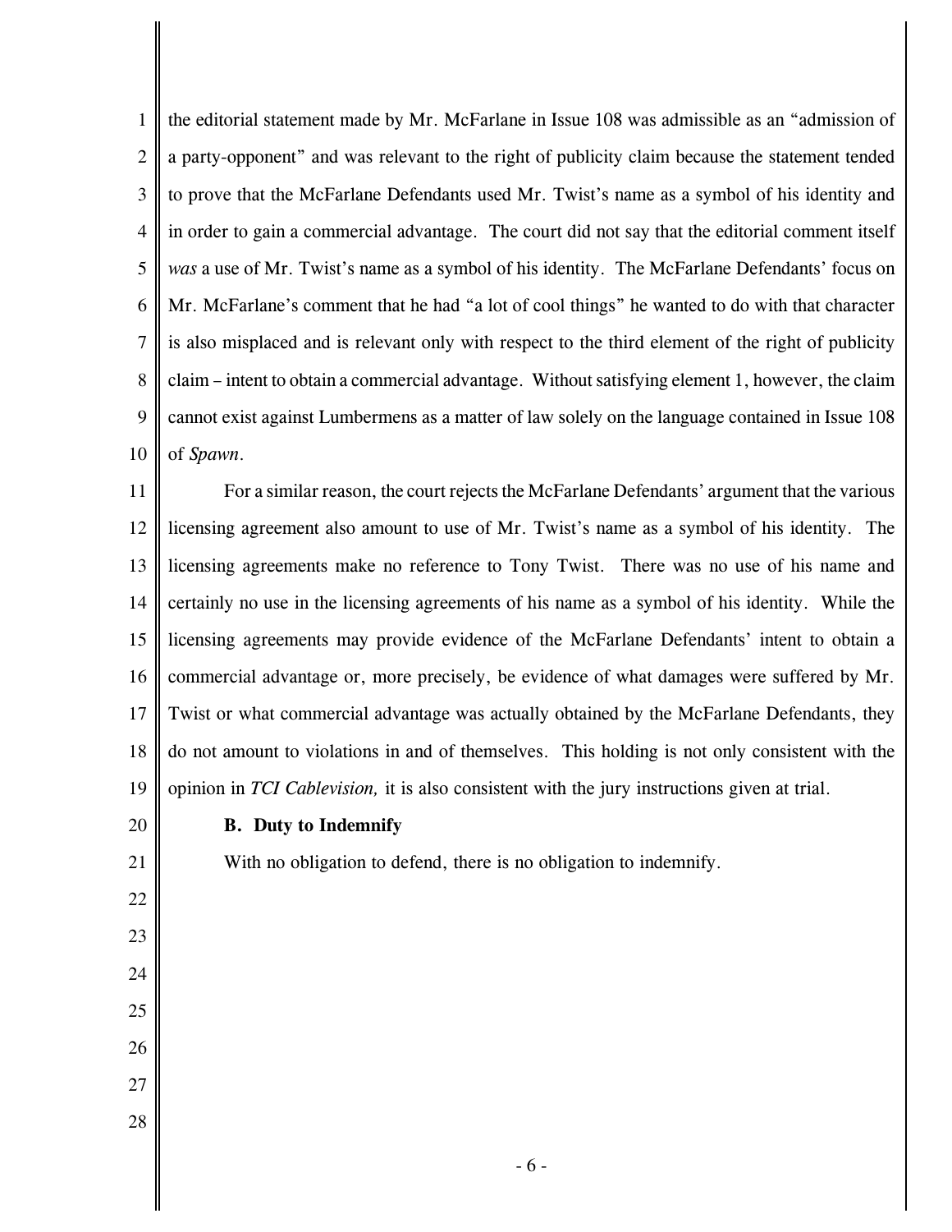the editorial statement made by Mr. McFarlane in Issue 108 was admissible as an "admission of a party-opponent" and was relevant to the right of publicity claim because the statement tended to prove that the McFarlane Defendants used Mr. Twist's name as a symbol of his identity and in order to gain a commercial advantage. The court did not say that the editorial comment itself *was* a use of Mr. Twist's name as a symbol of his identity. The McFarlane Defendants' focus on Mr. McFarlane's comment that he had "a lot of cool things" he wanted to do with that character is also misplaced and is relevant only with respect to the third element of the right of publicity claim – intent to obtain a commercial advantage. Without satisfying element 1, however, the claim cannot exist against Lumbermens as a matter of law solely on the language contained in Issue 108 of *Spawn*.

For a similar reason, the court rejects the McFarlane Defendants' argument that the various licensing agreement also amount to use of Mr. Twist's name as a symbol of his identity. The licensing agreements make no reference to Tony Twist. There was no use of his name and certainly no use in the licensing agreements of his name as a symbol of his identity. While the licensing agreements may provide evidence of the McFarlane Defendants' intent to obtain a commercial advantage or, more precisely, be evidence of what damages were suffered by Mr. Twist or what commercial advantage was actually obtained by the McFarlane Defendants, they do not amount to violations in and of themselves. This holding is not only consistent with the opinion in *TCI Cablevision,* it is also consistent with the jury instructions given at trial.

**B. Duty to Indemnify**

With no obligation to defend, there is no obligation to indemnify.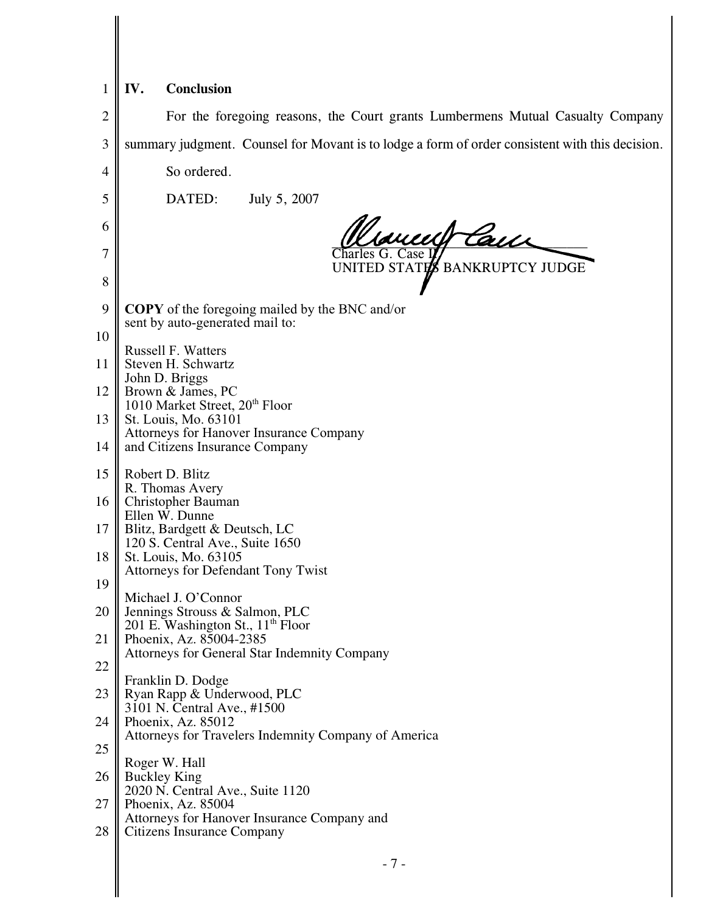## IV. Conclusion

For the foregoing reasons, the Court grants Lumbermens Mutual Casualty Company summary judgment. Counsel for Movant is to lodge a form of order consistent with this decision.

So ordered.

DATED: July 5, 2007

Charles G. Case II
UNITED STATES BANKRUPTCY JUDGE

**COPY** of the foregoing mailed by the BNC and/or sent by auto-generated mail to:

Russell F. Watters
Steven H. Schwartz
John D. Briggs
Brown & James, PC
1010 Market Street, 20th Floor
St. Louis, Mo. 63101
Attorneys for Hanover Insurance Company and Citizens Insurance Company

Robert D. Blitz
R. Thomas Avery
Christopher Bauman
Ellen W. Dunne
Blitz, Bardgett & Deutsch, LC
120 S. Central Ave., Suite 1650
St. Louis, Mo. 63105
Attorneys for Defendant Tony Twist

Michael J. O'Connor
Jennings Strouss & Salmon, PLC
201 E. Washington St., 11th Floor
Phoenix, Az. 85004-2385
Attorneys for General Star Indemnity Company

Franklin D. Dodge
Ryan Rapp & Underwood, PLC
3101 N. Central Ave., #1500
Phoenix, Az. 85012
Attorneys for Travelers Indemnity Company of America

Roger W. Hall
Buckley King
2020 N. Central Ave., Suite 1120
Phoenix, Az. 85004
Attorneys for Hanover Insurance Company and Citizens Insurance Company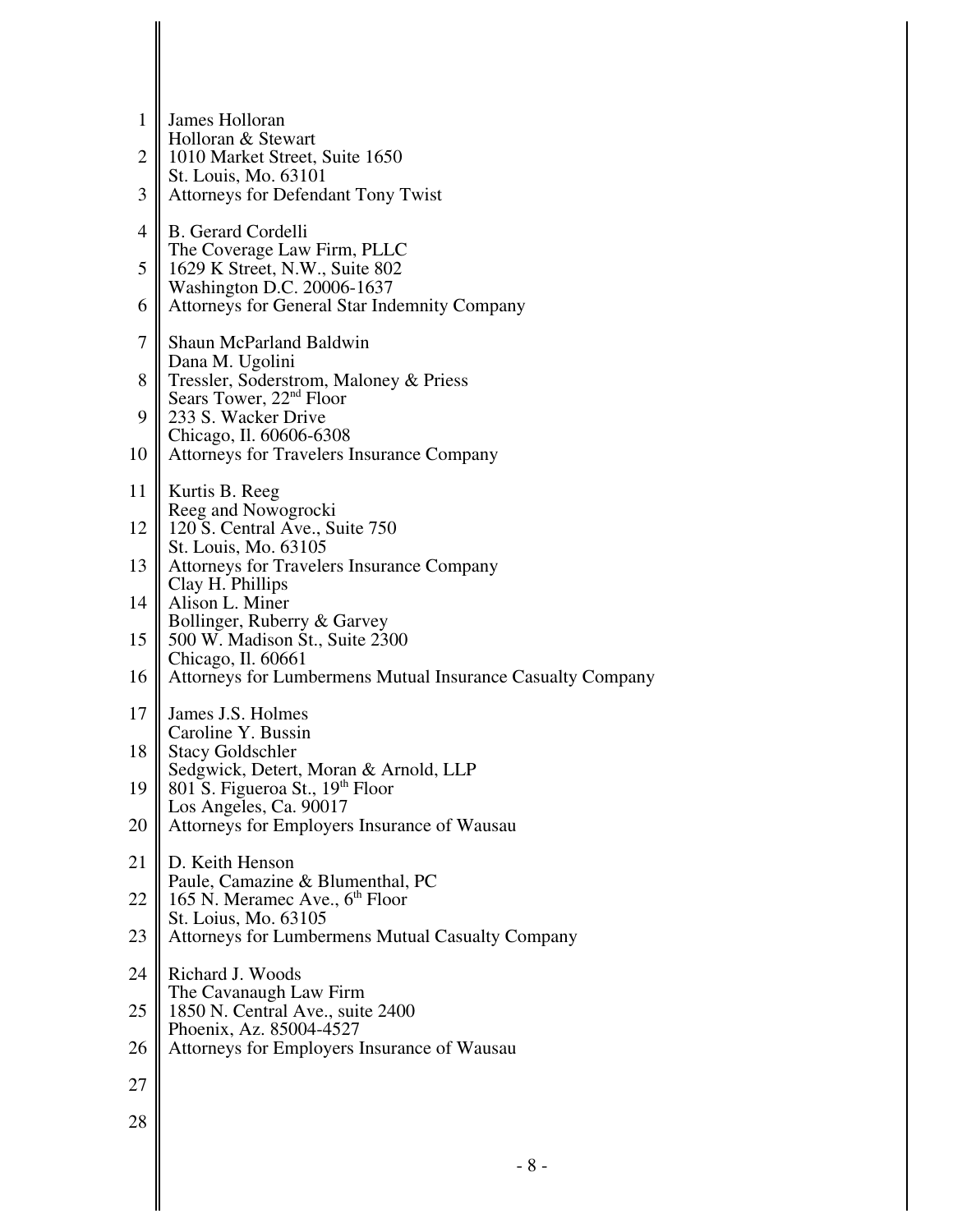James Holloran
Holloran & Stewart
1010 Market Street, Suite 1650
St. Louis, Mo. 63101
Attorneys for Defendant Tony Twist

B. Gerard Cordelli
The Coverage Law Firm, PLLC
1629 K Street, N.W., Suite 802
Washington D.C. 20006-1637
Attorneys for General Star Indemnity Company

Shaun McParland Baldwin
Dana M. Ugolini
Tressler, Soderstrom, Maloney & Priess
Sears Tower, 22nd Floor
233 S. Wacker Drive
Chicago, Il. 60606-6308
Attorneys for Travelers Insurance Company

Kurtis B. Reeg
Reeg and Nowogrocki
120 S. Central Ave., Suite 750
St. Louis, Mo. 63105
Attorneys for Travelers Insurance Company

Clay H. Phillips
Alison L. Miner
Bollinger, Ruberry & Garvey
500 W. Madison St., Suite 2300
Chicago, Il. 60661
Attorneys for Lumbermens Mutual Insurance Casualty Company

James J.S. Holmes
Caroline Y. Bussin
Stacy Goldschler
Sedgwick, Detert, Moran & Arnold, LLP
801 S. Figueroa St., 19th Floor
Los Angeles, Ca. 90017
Attorneys for Employers Insurance of Wausau

D. Keith Henson
Paule, Camazine & Blumenthal, PC
165 N. Meramec Ave., 6th Floor
St. Loius, Mo. 63105
Attorneys for Lumbermens Mutual Casualty Company

Richard J. Woods
The Cavanaugh Law Firm
1850 N. Central Ave., suite 2400
Phoenix, Az. 85004-4527
Attorneys for Employers Insurance of Wausau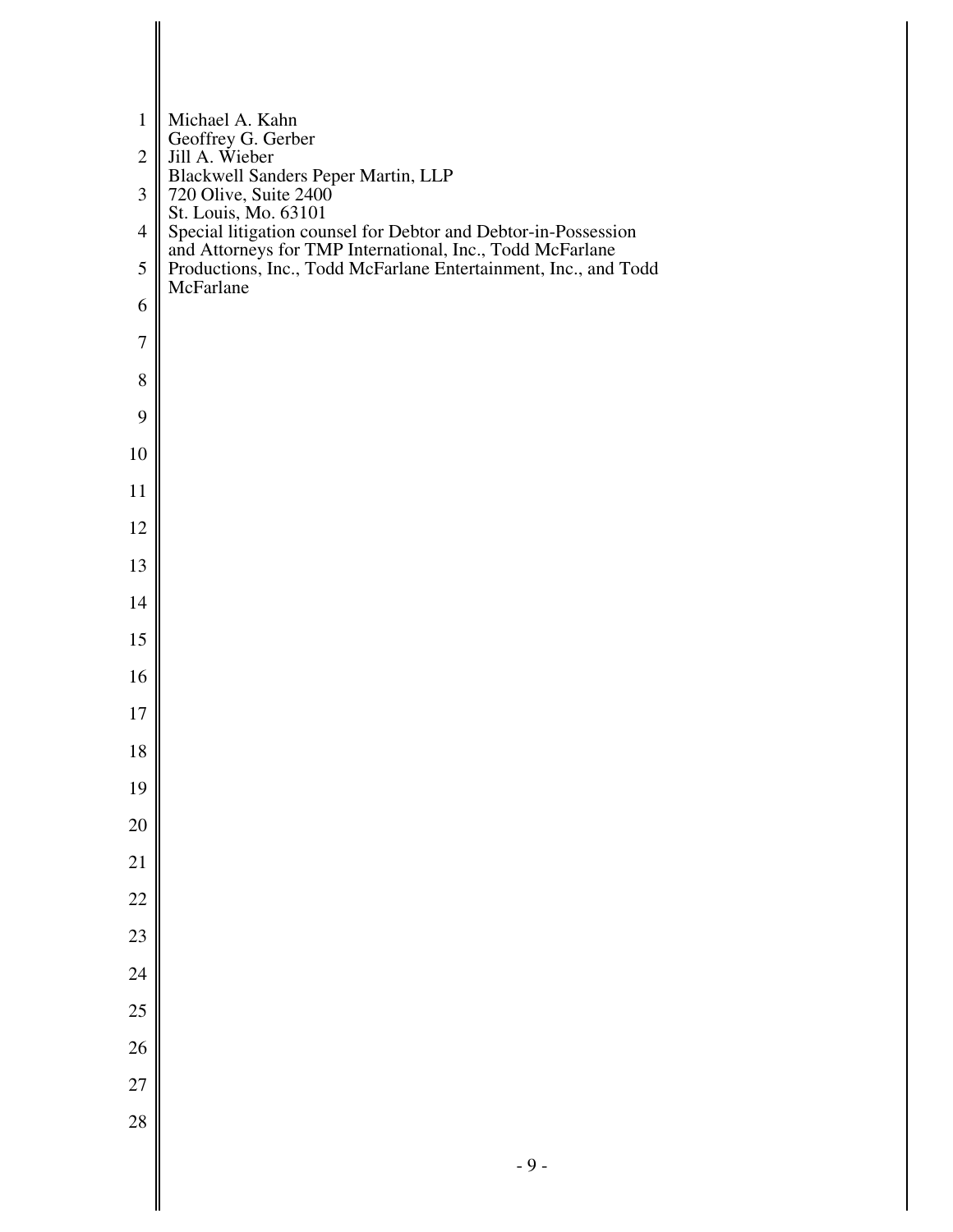Michael A. Kahn
Geoffrey G. Gerber
Jill A. Wieber
Blackwell Sanders Peper Martin, LLP
720 Olive, Suite 2400
St. Louis, Mo. 63101
Special litigation counsel for Debtor and Debtor-in-Possession and Attorneys for TMP International, Inc., Todd McFarlane Productions, Inc., Todd McFarlane Entertainment, Inc., and Todd McFarlane